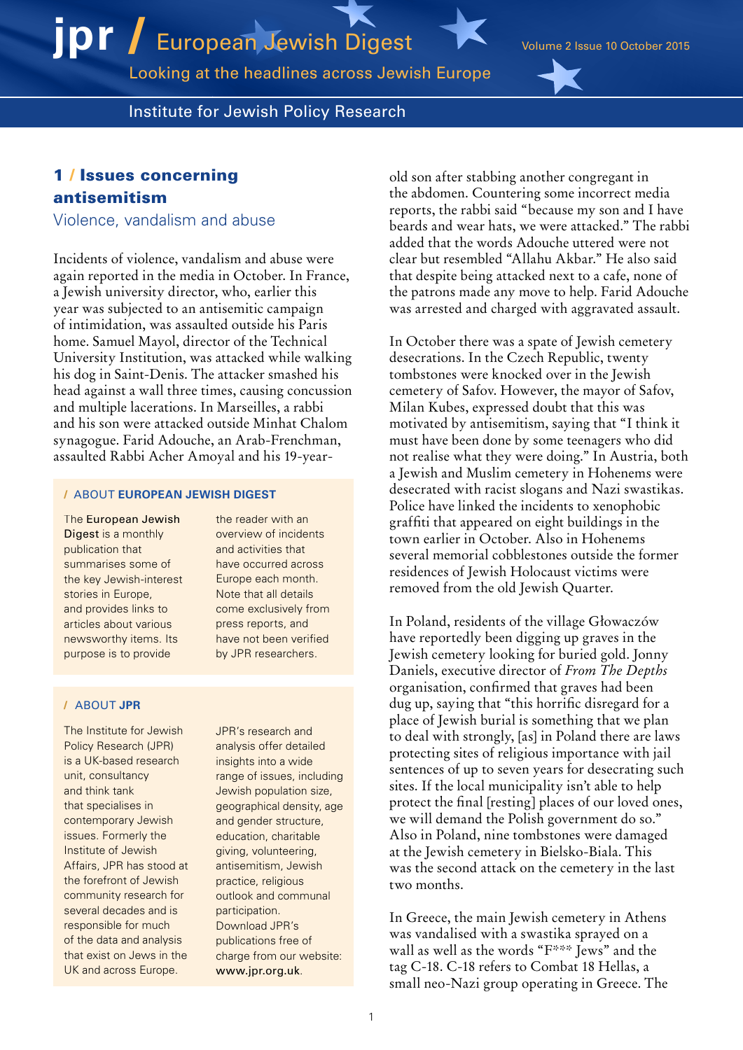# jpr / European Jewish Digest

Looking at the headlines across Jewish Europe

Institute for Jewish Policy Research

## 1 / Issues concerning antisemitism

### Violence, vandalism and abuse

Incidents of violence, vandalism and abuse were again reported in the media in October. In France, a Jewish university director, who, earlier this year was subjected to an antisemitic campaign of intimidation, was assaulted outside his Paris home. Samuel Mayol, director of the Technical University Institution, was attacked while walking his dog in Saint-Denis. The attacker smashed his head against a wall three times, causing concussion and multiple lacerations. In Marseilles, a rabbi and his son were attacked outside Minhat Chalom synagogue. Farid Adouche, an Arab-Frenchman, assaulted Rabbi Acher Amoyal and his 19-year-old son after stabbing another congregant in the abdomen. Countering some incorrect media reports, the rabbi said "because my son and I have beards and wear hats, we were attacked." The rabbi added that the words Adouche uttered were not clear but resembled "Allahu Akbar." He also said that despite being attacked next to a cafe, none of the patrons made any move to help. Farid Adouche was arrested and charged with aggravated assault.

In October there was a spate of Jewish cemetery desecrations. In the Czech Republic, twenty tombstones were knocked over in the Jewish cemetery of Safov. However, the mayor of Safov, Milan Kubes, expressed doubt that this was motivated by antisemitism, saying that "I think it must have been done by some teenagers who did not realise what they were doing." In Austria, both a Jewish and Muslim cemetery in Hohenems were desecrated with racist slogans and Nazi swastikas. Police have linked the incidents to xenophobic graffiti that appeared on eight buildings in the town earlier in October. Also in Hohenems several memorial cobblestones outside the former residences of Jewish Holocaust victims were removed from the old Jewish Quarter.

In Poland, residents of the village Głowaczów have reportedly been digging up graves in the Jewish cemetery looking for buried gold. Jonny Daniels, executive director of *From The Depths* organisation, confirmed that graves had been dug up, saying that "this horrific disregard for a place of Jewish burial is something that we plan to deal with strongly, [as] in Poland there are laws protecting sites of religious importance with jail sentences of up to seven years for desecrating such sites. If the local municipality isn't able to help protect the final [resting] places of our loved ones, we will demand the Polish government do so." Also in Poland, nine tombstones were damaged at the Jewish cemetery in Bielsko-Biala. This was the second attack on the cemetery in the last two months.

In Greece, the main Jewish cemetery in Athens was vandalised with a swastika sprayed on a wall as well as the words "F*** Jews" and the tag C-18. C-18 refers to Combat 18 Hellas, a small neo-Nazi group operating in Greece. The

---

### / ABOUT EUROPEAN JEWISH DIGEST

The **European Jewish Digest** is a monthly publication that summarises some of the key Jewish-interest stories in Europe, and provides links to articles about various newsworthy items. Its purpose is to provide the reader with an overview of incidents and activities that have occurred across Europe each month. Note that all details come exclusively from press reports, and have not been verified by JPR researchers.

### / ABOUT JPR

The Institute for Jewish Policy Research (JPR) is a UK-based research unit, consultancy and think tank that specialises in contemporary Jewish issues. Formerly the Institute of Jewish Affairs, JPR has stood at the forefront of Jewish community research for several decades and is responsible for much of the data and analysis that exist on Jews in the UK and across Europe.

JPR's research and analysis offer detailed insights into a wide range of issues, including Jewish population size, geographical density, age and gender structure, education, charitable giving, volunteering, antisemitism, Jewish practice, religious outlook and communal participation. Download JPR's publications free of charge from our website: www.jpr.org.uk.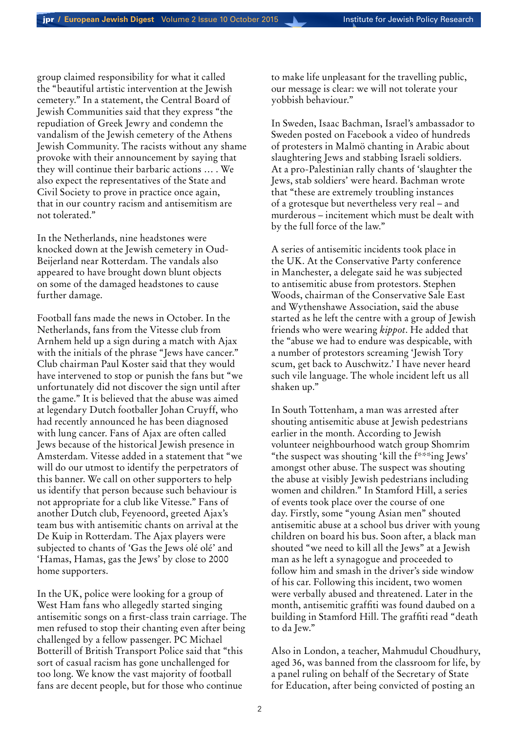group claimed responsibility for what it called the "beautiful artistic intervention at the Jewish cemetery." In a statement, the Central Board of Jewish Communities said that they express "the repudiation of Greek Jewry and condemn the vandalism of the Jewish cemetery of the Athens Jewish Community. The racists without any shame provoke with their announcement by saying that they will continue their barbaric actions … . We also expect the representatives of the State and Civil Society to prove in practice once again, that in our country racism and antisemitism are not tolerated."

In the Netherlands, nine headstones were knocked down at the Jewish cemetery in Oud-Beijerland near Rotterdam. The vandals also appeared to have brought down blunt objects on some of the damaged headstones to cause further damage.

Football fans made the news in October. In the Netherlands, fans from the Vitesse club from Arnhem held up a sign during a match with Ajax with the initials of the phrase "Jews have cancer." Club chairman Paul Koster said that they would have intervened to stop or punish the fans but "we unfortunately did not discover the sign until after the game." It is believed that the abuse was aimed at legendary Dutch footballer Johan Cruyff, who had recently announced he has been diagnosed with lung cancer. Fans of Ajax are often called Jews because of the historical Jewish presence in Amsterdam. Vitesse added in a statement that "we will do our utmost to identify the perpetrators of this banner. We call on other supporters to help us identify that person because such behaviour is not appropriate for a club like Vitesse." Fans of another Dutch club, Feyenoord, greeted Ajax's team bus with antisemitic chants on arrival at the De Kuip in Rotterdam. The Ajax players were subjected to chants of 'Gas the Jews olé olé' and 'Hamas, Hamas, gas the Jews' by close to 2000 home supporters.

In the UK, police were looking for a group of West Ham fans who allegedly started singing antisemitic songs on a first-class train carriage. The men refused to stop their chanting even after being challenged by a fellow passenger. PC Michael Botterill of British Transport Police said that "this sort of casual racism has gone unchallenged for too long. We know the vast majority of football fans are decent people, but for those who continue to make life unpleasant for the travelling public, our message is clear: we will not tolerate your yobbish behaviour."

In Sweden, Isaac Bachman, Israel's ambassador to Sweden posted on Facebook a video of hundreds of protesters in Malmö chanting in Arabic about slaughtering Jews and stabbing Israeli soldiers. At a pro-Palestinian rally chants of 'slaughter the Jews, stab soldiers' were heard. Bachman wrote that "these are extremely troubling instances of a grotesque but nevertheless very real – and murderous – incitement which must be dealt with by the full force of the law."

A series of antisemitic incidents took place in the UK. At the Conservative Party conference in Manchester, a delegate said he was subjected to antisemitic abuse from protestors. Stephen Woods, chairman of the Conservative Sale East and Wythenshawe Association, said the abuse started as he left the centre with a group of Jewish friends who were wearing *kippot*. He added that the "abuse we had to endure was despicable, with a number of protestors screaming 'Jewish Tory scum, get back to Auschwitz.' I have never heard such vile language. The whole incident left us all shaken up."

In South Tottenham, a man was arrested after shouting antisemitic abuse at Jewish pedestrians earlier in the month. According to Jewish volunteer neighbourhood watch group Shomrim "the suspect was shouting 'kill the f***ing Jews' amongst other abuse. The suspect was shouting the abuse at visibly Jewish pedestrians including women and children." In Stamford Hill, a series of events took place over the course of one day. Firstly, some "young Asian men" shouted antisemitic abuse at a school bus driver with young children on board his bus. Soon after, a black man shouted "we need to kill all the Jews" at a Jewish man as he left a synagogue and proceeded to follow him and smash in the driver's side window of his car. Following this incident, two women were verbally abused and threatened. Later in the month, antisemitic graffiti was found daubed on a building in Stamford Hill. The graffiti read "death to da Jew."

Also in London, a teacher, Mahmudul Choudhury, aged 36, was banned from the classroom for life, by a panel ruling on behalf of the Secretary of State for Education, after being convicted of posting an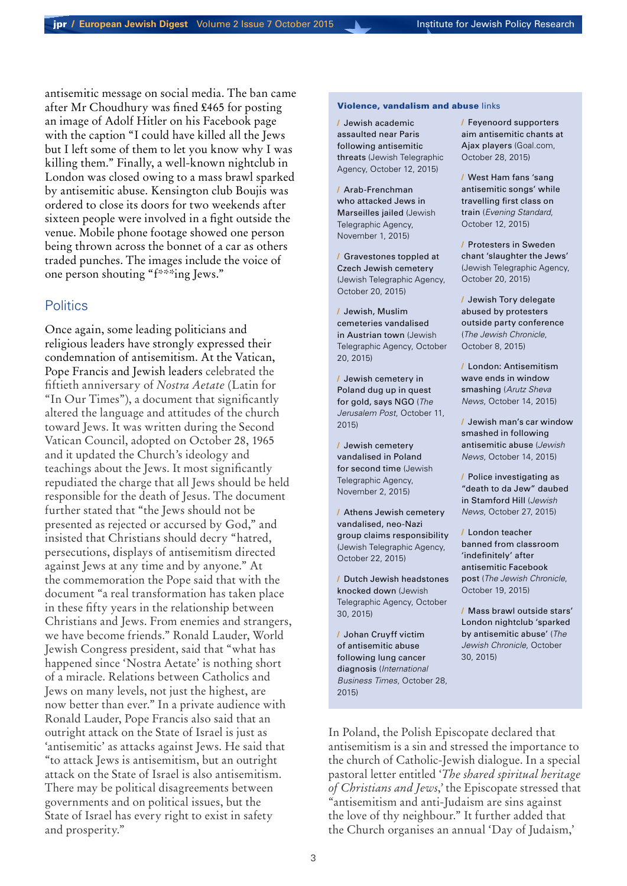antisemitic message on social media. The ban came after Mr Choudhury was fined £465 for posting an image of Adolf Hitler on his Facebook page with the caption "I could have killed all the Jews but I left some of them to let you know why I was killing them." Finally, a well-known nightclub in London was closed owing to a mass brawl sparked by antisemitic abuse. Kensington club Boujis was ordered to close its doors for two weekends after sixteen people were involved in a fight outside the venue. Mobile phone footage showed one person being thrown across the bonnet of a car as others traded punches. The images include the voice of one person shouting "f***ing Jews."

## Politics

Once again, some leading politicians and religious leaders have strongly expressed their condemnation of antisemitism. At the Vatican, Pope Francis and Jewish leaders celebrated the fiftieth anniversary of *Nostra Aetate* (Latin for "In Our Times"), a document that significantly altered the language and attitudes of the church toward Jews. It was written during the Second Vatican Council, adopted on October 28, 1965 and it updated the Church's ideology and teachings about the Jews. It most significantly repudiated the charge that all Jews should be held responsible for the death of Jesus. The document further stated that "the Jews should not be presented as rejected or accursed by God," and insisted that Christians should decry "hatred, persecutions, displays of antisemitism directed against Jews at any time and by anyone." At the commemoration the Pope said that with the document "a real transformation has taken place in these fifty years in the relationship between Christians and Jews. From enemies and strangers, we have become friends." Ronald Lauder, World Jewish Congress president, said that "what has happened since 'Nostra Aetate' is nothing short of a miracle. Relations between Catholics and Jews on many levels, not just the highest, are now better than ever." In a private audience with Ronald Lauder, Pope Francis also said that an outright attack on the State of Israel is just as 'antisemitic' as attacks against Jews. He said that "to attack Jews is antisemitism, but an outright attack on the State of Israel is also antisemitism. There may be political disagreements between governments and on political issues, but the State of Israel has every right to exist in safety and prosperity."

**Violence, vandalism and abuse** links

- Jewish academic assaulted near Paris following antisemitic threats (Jewish Telegraphic Agency, October 12, 2015)
- Arab-Frenchman who attacked Jews in Marseilles jailed (Jewish Telegraphic Agency, November 1, 2015)
- Gravestones toppled at Czech Jewish cemetery (Jewish Telegraphic Agency, October 20, 2015)
- Jewish, Muslim cemeteries vandalised in Austrian town (Jewish Telegraphic Agency, October 20, 2015)
- Jewish cemetery in Poland dug up in quest for gold, says NGO (*The Jerusalem Post*, October 11, 2015)
- Jewish cemetery vandalised in Poland for second time (Jewish Telegraphic Agency, November 2, 2015)
- Athens Jewish cemetery vandalised, neo-Nazi group claims responsibility (Jewish Telegraphic Agency, October 22, 2015)
- Dutch Jewish headstones knocked down (Jewish Telegraphic Agency, October 30, 2015)
- Johan Cruyff victim of antisemitic abuse following lung cancer diagnosis (*International Business Times*, October 28, 2015)
- Feyenoord supporters aim antisemitic chants at Ajax players (Goal.com, October 28, 2015)
- West Ham fans 'sang antisemitic songs' while travelling first class on train (*Evening Standard*, October 12, 2015)
- Protesters in Sweden chant 'slaughter the Jews' (Jewish Telegraphic Agency, October 20, 2015)
- Jewish Tory delegate abused by protesters outside party conference (*The Jewish Chronicle*, October 8, 2015)
- London: Antisemitism wave ends in window smashing (*Arutz Sheva News*, October 14, 2015)
- Jewish man's car window smashed in following antisemitic abuse (*Jewish News*, October 14, 2015)
- Police investigating as "death to da Jew" daubed in Stamford Hill (*Jewish News*, October 27, 2015)
- London teacher banned from classroom 'indefinitely' after antisemitic Facebook post (*The Jewish Chronicle*, October 19, 2015)
- Mass brawl outside stars' London nightclub 'sparked by antisemitic abuse' (*The Jewish Chronicle*, October 30, 2015)

In Poland, the Polish Episcopate declared that antisemitism is a sin and stressed the importance to the church of Catholic-Jewish dialogue. In a special pastoral letter entitled '*The shared spiritual heritage of Christians and Jews*,' the Episcopate stressed that "antisemitism and anti-Judaism are sins against the love of thy neighbour." It further added that the Church organises an annual 'Day of Judaism,'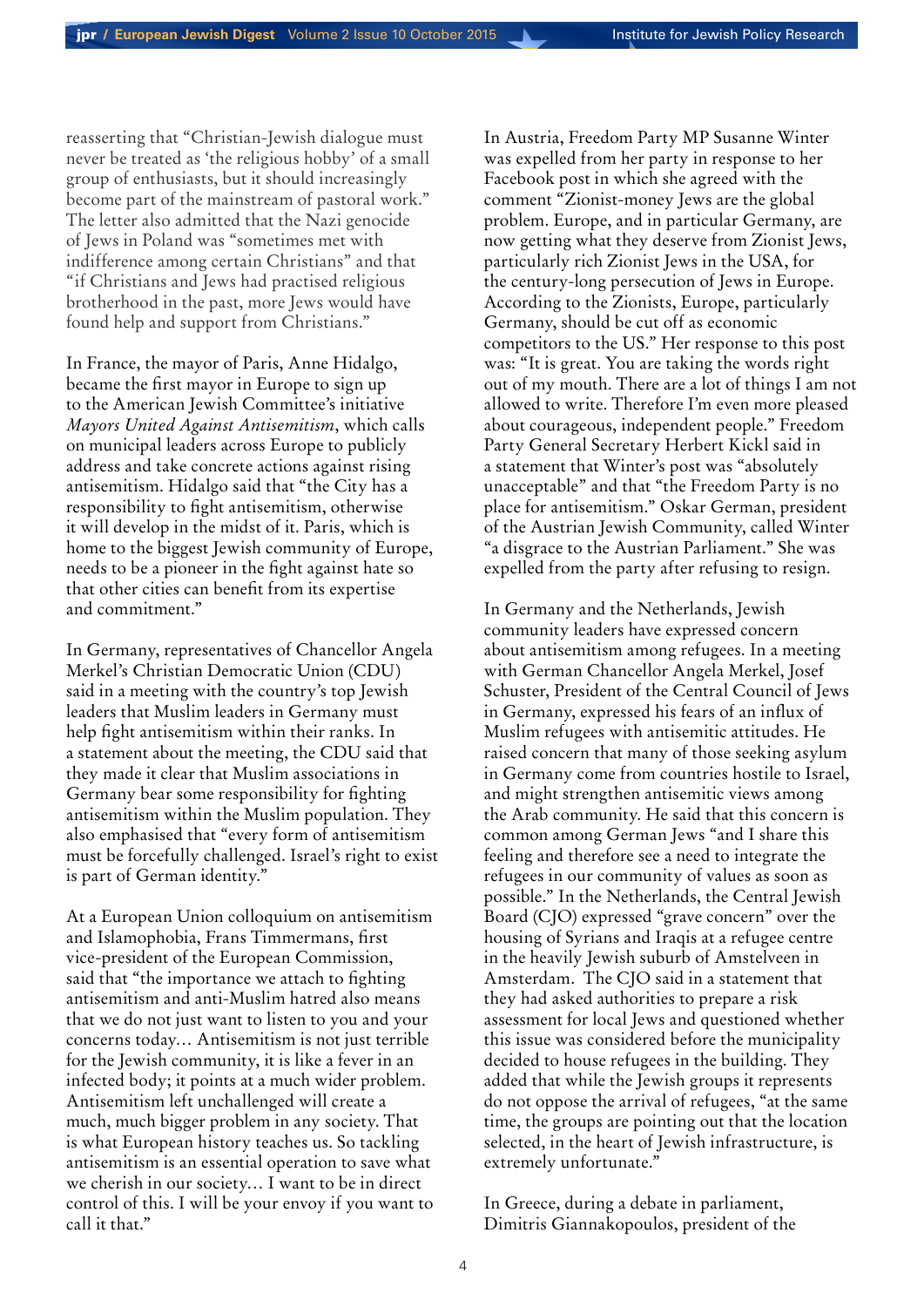reasserting that "Christian-Jewish dialogue must never be treated as 'the religious hobby' of a small group of enthusiasts, but it should increasingly become part of the mainstream of pastoral work." The letter also admitted that the Nazi genocide of Jews in Poland was "sometimes met with indifference among certain Christians" and that "if Christians and Jews had practised religious brotherhood in the past, more Jews would have found help and support from Christians."

In France, the mayor of Paris, Anne Hidalgo, became the first mayor in Europe to sign up to the American Jewish Committee's initiative *Mayors United Against Antisemitism*, which calls on municipal leaders across Europe to publicly address and take concrete actions against rising antisemitism. Hidalgo said that "the City has a responsibility to fight antisemitism, otherwise it will develop in the midst of it. Paris, which is home to the biggest Jewish community of Europe, needs to be a pioneer in the fight against hate so that other cities can benefit from its expertise and commitment."

In Germany, representatives of Chancellor Angela Merkel's Christian Democratic Union (CDU) said in a meeting with the country's top Jewish leaders that Muslim leaders in Germany must help fight antisemitism within their ranks. In a statement about the meeting, the CDU said that they made it clear that Muslim associations in Germany bear some responsibility for fighting antisemitism within the Muslim population. They also emphasised that "every form of antisemitism must be forcefully challenged. Israel's right to exist is part of German identity."

At a European Union colloquium on antisemitism and Islamophobia, Frans Timmermans, first vice-president of the European Commission, said that "the importance we attach to fighting antisemitism and anti-Muslim hatred also means that we do not just want to listen to you and your concerns today… Antisemitism is not just terrible for the Jewish community, it is like a fever in an infected body; it points at a much wider problem. Antisemitism left unchallenged will create a much, much bigger problem in any society. That is what European history teaches us. So tackling antisemitism is an essential operation to save what we cherish in our society… I want to be in direct control of this. I will be your envoy if you want to call it that."

In Austria, Freedom Party MP Susanne Winter was expelled from her party in response to her Facebook post in which she agreed with the comment "Zionist-money Jews are the global problem. Europe, and in particular Germany, are now getting what they deserve from Zionist Jews, particularly rich Zionist Jews in the USA, for the century-long persecution of Jews in Europe. According to the Zionists, Europe, particularly Germany, should be cut off as economic competitors to the US." Her response to this post was: "It is great. You are taking the words right out of my mouth. There are a lot of things I am not allowed to write. Therefore I'm even more pleased about courageous, independent people." Freedom Party General Secretary Herbert Kickl said in a statement that Winter's post was "absolutely unacceptable" and that "the Freedom Party is no place for antisemitism." Oskar German, president of the Austrian Jewish Community, called Winter "a disgrace to the Austrian Parliament." She was expelled from the party after refusing to resign.

In Germany and the Netherlands, Jewish community leaders have expressed concern about antisemitism among refugees. In a meeting with German Chancellor Angela Merkel, Josef Schuster, President of the Central Council of Jews in Germany, expressed his fears of an influx of Muslim refugees with antisemitic attitudes. He raised concern that many of those seeking asylum in Germany come from countries hostile to Israel, and might strengthen antisemitic views among the Arab community. He said that this concern is common among German Jews "and I share this feeling and therefore see a need to integrate the refugees in our community of values as soon as possible." In the Netherlands, the Central Jewish Board (CJO) expressed "grave concern" over the housing of Syrians and Iraqis at a refugee centre in the heavily Jewish suburb of Amstelveen in Amsterdam. The CJO said in a statement that they had asked authorities to prepare a risk assessment for local Jews and questioned whether this issue was considered before the municipality decided to house refugees in the building. They added that while the Jewish groups it represents do not oppose the arrival of refugees, "at the same time, the groups are pointing out that the location selected, in the heart of Jewish infrastructure, is extremely unfortunate."

In Greece, during a debate in parliament, Dimitris Giannakopoulos, president of the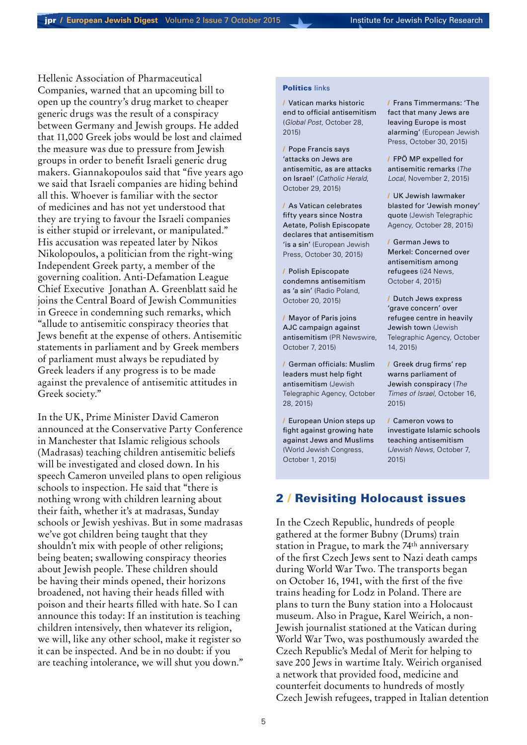Hellenic Association of Pharmaceutical Companies, warned that an upcoming bill to open up the country's drug market to cheaper generic drugs was the result of a conspiracy between Germany and Jewish groups. He added that 11,000 Greek jobs would be lost and claimed the measure was due to pressure from Jewish groups in order to benefit Israeli generic drug makers. Giannakopoulos said that "five years ago we said that Israeli companies are hiding behind all this. Whoever is familiar with the sector of medicines and has not yet understood that they are trying to favour the Israeli companies is either stupid or irrelevant, or manipulated." His accusation was repeated later by Nikos Nikolopoulos, a politician from the right-wing Independent Greek party, a member of the governing coalition. Anti-Defamation League Chief Executive Jonathan A. Greenblatt said he joins the Central Board of Jewish Communities in Greece in condemning such remarks, which "allude to antisemitic conspiracy theories that Jews benefit at the expense of others. Antisemitic statements in parliament and by Greek members of parliament must always be repudiated by Greek leaders if any progress is to be made against the prevalence of antisemitic attitudes in Greek society."

In the UK, Prime Minister David Cameron announced at the Conservative Party Conference in Manchester that Islamic religious schools (Madrasas) teaching children antisemitic beliefs will be investigated and closed down. In his speech Cameron unveiled plans to open religious schools to inspection. He said that "there is nothing wrong with children learning about their faith, whether it's at madrasas, Sunday schools or Jewish yeshivas. But in some madrasas we've got children being taught that they shouldn't mix with people of other religions; being beaten; swallowing conspiracy theories about Jewish people. These children should be having their minds opened, their horizons broadened, not having their heads filled with poison and their hearts filled with hate. So I can announce this today: If an institution is teaching children intensively, then whatever its religion, we will, like any other school, make it register so it can be inspected. And be in no doubt: if you are teaching intolerance, we will shut you down."

**Politics** links

- / Vatican marks historic end to official antisemitism (*Global Post*, October 28, 2015)
- / Pope Francis says 'attacks on Jews are antisemitic, as are attacks on Israel' (*Catholic Herald*, October 29, 2015)
- / As Vatican celebrates fifty years since Nostra Aetate, Polish Episcopate declares that antisemitism 'is a sin' (European Jewish Press, October 30, 2015)
- / Polish Episcopate condemns antisemitism as 'a sin' (Radio Poland, October 20, 2015)
- / Mayor of Paris joins AJC campaign against antisemitism (PR Newswire, October 7, 2015)
- / German officials: Muslim leaders must help fight antisemitism (Jewish Telegraphic Agency, October 28, 2015)
- / European Union steps up fight against growing hate against Jews and Muslims (World Jewish Congress, October 1, 2015)
- / Frans Timmermans: 'The fact that many Jews are leaving Europe is most alarming' (European Jewish Press, October 30, 2015)
- / FPÖ MP expelled for antisemitic remarks (*The Local*, November 2, 2015)
- / UK Jewish lawmaker blasted for 'Jewish money' quote (Jewish Telegraphic Agency, October 28, 2015)
- / German Jews to Merkel: Concerned over antisemitism among refugees (i24 News, October 4, 2015)
- / Dutch Jews express 'grave concern' over refugee centre in heavily Jewish town (Jewish Telegraphic Agency, October 14, 2015)
- / Greek drug firms' rep warns parliament of Jewish conspiracy (*The Times of Israel*, October 16, 2015)
- / Cameron vows to investigate Islamic schools teaching antisemitism (*Jewish News*, October 7, 2015)

## 2 / Revisiting Holocaust issues

In the Czech Republic, hundreds of people gathered at the former Bubny (Drums) train station in Prague, to mark the 74th anniversary of the first Czech Jews sent to Nazi death camps during World War Two. The transports began on October 16, 1941, with the first of the five trains heading for Lodz in Poland. There are plans to turn the Buny station into a Holocaust museum. Also in Prague, Karel Weirich, a non-Jewish journalist stationed at the Vatican during World War Two, was posthumously awarded the Czech Republic's Medal of Merit for helping to save 200 Jews in wartime Italy. Weirich organised a network that provided food, medicine and counterfeit documents to hundreds of mostly Czech Jewish refugees, trapped in Italian detention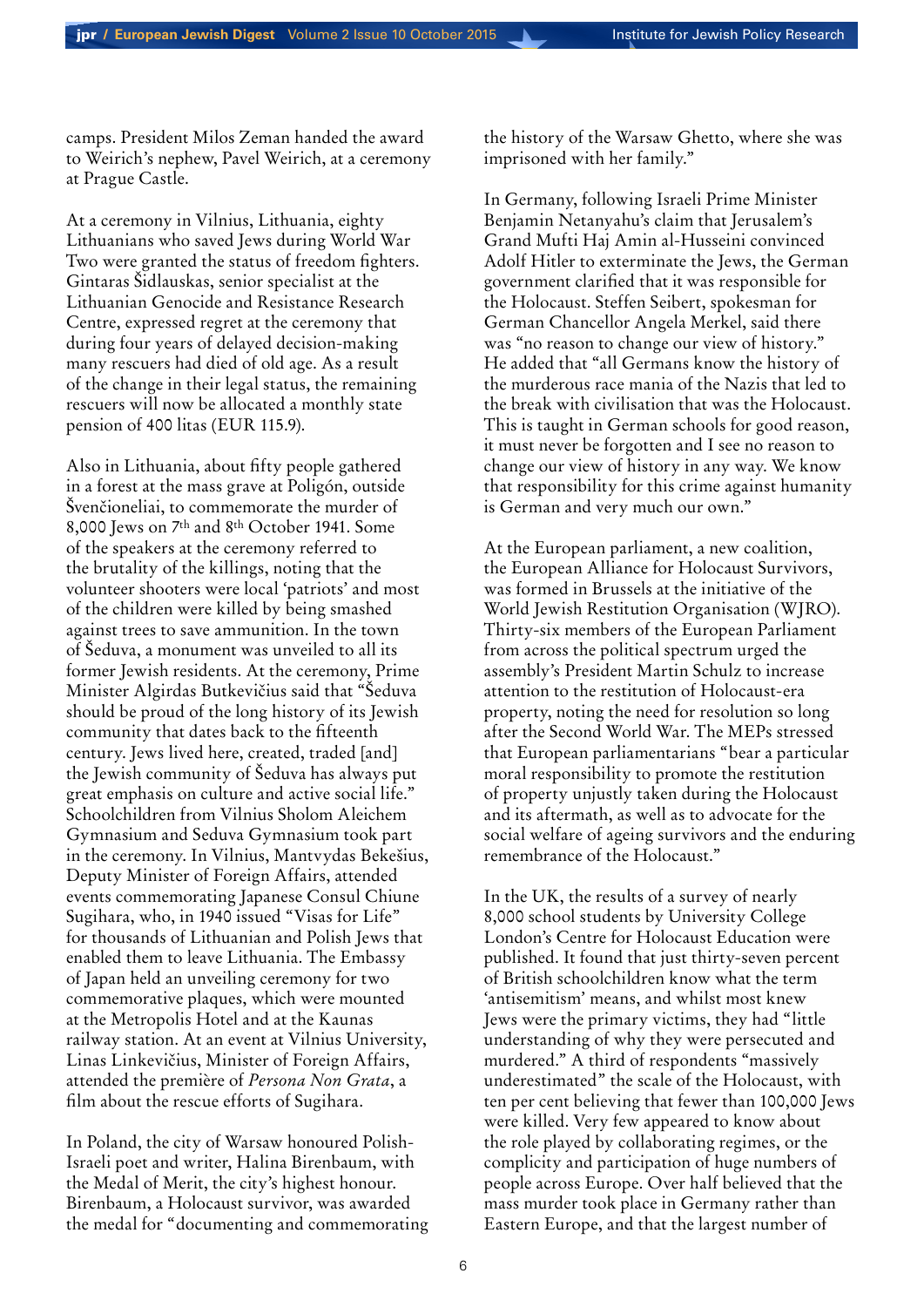camps. President Milos Zeman handed the award to Weirich's nephew, Pavel Weirich, at a ceremony at Prague Castle.

At a ceremony in Vilnius, Lithuania, eighty Lithuanians who saved Jews during World War Two were granted the status of freedom fighters. Gintaras Šidlauskas, senior specialist at the Lithuanian Genocide and Resistance Research Centre, expressed regret at the ceremony that during four years of delayed decision-making many rescuers had died of old age. As a result of the change in their legal status, the remaining rescuers will now be allocated a monthly state pension of 400 litas (EUR 115.9).

Also in Lithuania, about fifty people gathered in a forest at the mass grave at Poligón, outside Švenčioneliai, to commemorate the murder of 8,000 Jews on 7th and 8th October 1941. Some of the speakers at the ceremony referred to the brutality of the killings, noting that the volunteer shooters were local 'patriots' and most of the children were killed by being smashed against trees to save ammunition. In the town of Šeduva, a monument was unveiled to all its former Jewish residents. At the ceremony, Prime Minister Algirdas Butkevičius said that "Šeduva should be proud of the long history of its Jewish community that dates back to the fifteenth century. Jews lived here, created, traded [and] the Jewish community of Šeduva has always put great emphasis on culture and active social life." Schoolchildren from Vilnius Sholom Aleichem Gymnasium and Seduva Gymnasium took part in the ceremony. In Vilnius, Mantvydas Bekešius, Deputy Minister of Foreign Affairs, attended events commemorating Japanese Consul Chiune Sugihara, who, in 1940 issued "Visas for Life" for thousands of Lithuanian and Polish Jews that enabled them to leave Lithuania. The Embassy of Japan held an unveiling ceremony for two commemorative plaques, which were mounted at the Metropolis Hotel and at the Kaunas railway station. At an event at Vilnius University, Linas Linkevičius, Minister of Foreign Affairs, attended the première of *Persona Non Grata*, a film about the rescue efforts of Sugihara.

In Poland, the city of Warsaw honoured Polish-Israeli poet and writer, Halina Birenbaum, with the Medal of Merit, the city's highest honour. Birenbaum, a Holocaust survivor, was awarded the medal for "documenting and commemorating the history of the Warsaw Ghetto, where she was imprisoned with her family."

In Germany, following Israeli Prime Minister Benjamin Netanyahu's claim that Jerusalem's Grand Mufti Haj Amin al-Husseini convinced Adolf Hitler to exterminate the Jews, the German government clarified that it was responsible for the Holocaust. Steffen Seibert, spokesman for German Chancellor Angela Merkel, said there was "no reason to change our view of history." He added that "all Germans know the history of the murderous race mania of the Nazis that led to the break with civilisation that was the Holocaust. This is taught in German schools for good reason, it must never be forgotten and I see no reason to change our view of history in any way. We know that responsibility for this crime against humanity is German and very much our own."

At the European parliament, a new coalition, the European Alliance for Holocaust Survivors, was formed in Brussels at the initiative of the World Jewish Restitution Organisation (WJRO). Thirty-six members of the European Parliament from across the political spectrum urged the assembly's President Martin Schulz to increase attention to the restitution of Holocaust-era property, noting the need for resolution so long after the Second World War. The MEPs stressed that European parliamentarians "bear a particular moral responsibility to promote the restitution of property unjustly taken during the Holocaust and its aftermath, as well as to advocate for the social welfare of ageing survivors and the enduring remembrance of the Holocaust."

In the UK, the results of a survey of nearly 8,000 school students by University College London's Centre for Holocaust Education were published. It found that just thirty-seven percent of British schoolchildren know what the term 'antisemitism' means, and whilst most knew Jews were the primary victims, they had "little understanding of why they were persecuted and murdered." A third of respondents "massively underestimated" the scale of the Holocaust, with ten per cent believing that fewer than 100,000 Jews were killed. Very few appeared to know about the role played by collaborating regimes, or the complicity and participation of huge numbers of people across Europe. Over half believed that the mass murder took place in Germany rather than Eastern Europe, and that the largest number of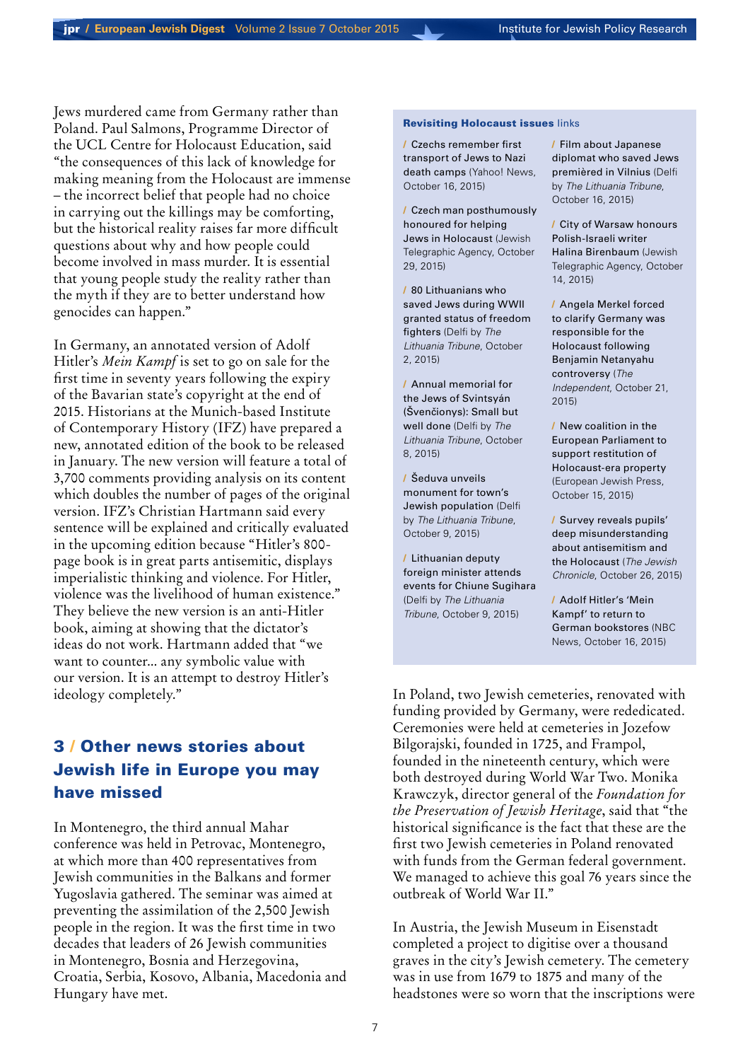Jews murdered came from Germany rather than Poland. Paul Salmons, Programme Director of the UCL Centre for Holocaust Education, said "the consequences of this lack of knowledge for making meaning from the Holocaust are immense – the incorrect belief that people had no choice in carrying out the killings may be comforting, but the historical reality raises far more difficult questions about why and how people could become involved in mass murder. It is essential that young people study the reality rather than the myth if they are to better understand how genocides can happen."

In Germany, an annotated version of Adolf Hitler's *Mein Kampf* is set to go on sale for the first time in seventy years following the expiry of the Bavarian state's copyright at the end of 2015. Historians at the Munich-based Institute of Contemporary History (IFZ) have prepared a new, annotated edition of the book to be released in January. The new version will feature a total of 3,700 comments providing analysis on its content which doubles the number of pages of the original version. IFZ's Christian Hartmann said every sentence will be explained and critically evaluated in the upcoming edition because "Hitler's 800-page book is in great parts antisemitic, displays imperialistic thinking and violence. For Hitler, violence was the livelihood of human existence." They believe the new version is an anti-Hitler book, aiming at showing that the dictator's ideas do not work. Hartmann added that "we want to counter... any symbolic value with our version. It is an attempt to destroy Hitler's ideology completely."

**Revisiting Holocaust issues** links

/ Czechs remember first transport of Jews to Nazi death camps (Yahoo! News, October 16, 2015)

/ Czech man posthumously honoured for helping Jews in Holocaust (Jewish Telegraphic Agency, October 29, 2015)

/ 80 Lithuanians who saved Jews during WWII granted status of freedom fighters (Delfi by *The Lithuania Tribune*, October 2, 2015)

/ Annual memorial for the Jews of Svintsyán (Švenčionys): Small but well done (Delfi by *The Lithuania Tribune*, October 8, 2015)

/ Šeduva unveils monument for town's Jewish population (Delfi by *The Lithuania Tribune*, October 9, 2015)

/ Lithuanian deputy foreign minister attends events for Chiune Sugihara (Delfi by *The Lithuania Tribune*, October 9, 2015)

/ Film about Japanese diplomat who saved Jews premièred in Vilnius (Delfi by *The Lithuania Tribune*, October 16, 2015)

/ City of Warsaw honours Polish-Israeli writer Halina Birenbaum (Jewish Telegraphic Agency, October 14, 2015)

/ Angela Merkel forced to clarify Germany was responsible for the Holocaust following Benjamin Netanyahu controversy (*The Independent*, October 21, 2015)

/ New coalition in the European Parliament to support restitution of Holocaust-era property (European Jewish Press, October 15, 2015)

/ Survey reveals pupils' deep misunderstanding about antisemitism and the Holocaust (*The Jewish Chronicle*, October 26, 2015)

/ Adolf Hitler's 'Mein Kampf' to return to German bookstores (NBC News, October 16, 2015)

## 3 / Other news stories about Jewish life in Europe you may have missed

In Montenegro, the third annual Mahar conference was held in Petrovac, Montenegro, at which more than 400 representatives from Jewish communities in the Balkans and former Yugoslavia gathered. The seminar was aimed at preventing the assimilation of the 2,500 Jewish people in the region. It was the first time in two decades that leaders of 26 Jewish communities in Montenegro, Bosnia and Herzegovina, Croatia, Serbia, Kosovo, Albania, Macedonia and Hungary have met.

In Poland, two Jewish cemeteries, renovated with funding provided by Germany, were rededicated. Ceremonies were held at cemeteries in Jozefow Bilgorajski, founded in 1725, and Frampol, founded in the nineteenth century, which were both destroyed during World War Two. Monika Krawczyk, director general of the *Foundation for the Preservation of Jewish Heritage*, said that "the historical significance is the fact that these are the first two Jewish cemeteries in Poland renovated with funds from the German federal government. We managed to achieve this goal 76 years since the outbreak of World War II."

In Austria, the Jewish Museum in Eisenstadt completed a project to digitise over a thousand graves in the city's Jewish cemetery. The cemetery was in use from 1679 to 1875 and many of the headstones were so worn that the inscriptions were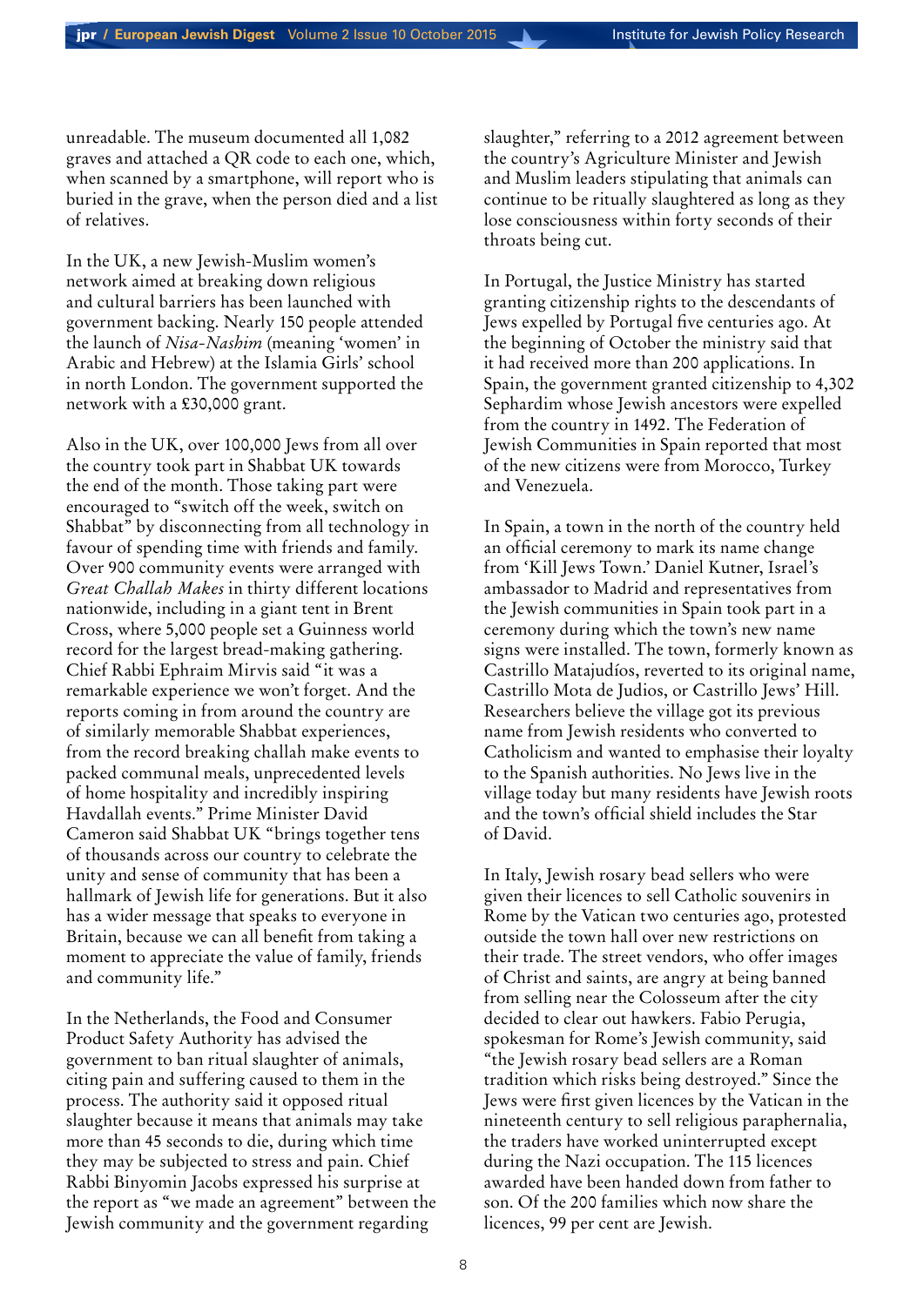unreadable. The museum documented all 1,082 graves and attached a QR code to each one, which, when scanned by a smartphone, will report who is buried in the grave, when the person died and a list of relatives.

In the UK, a new Jewish-Muslim women's network aimed at breaking down religious and cultural barriers has been launched with government backing. Nearly 150 people attended the launch of *Nisa-Nashim* (meaning 'women' in Arabic and Hebrew) at the Islamia Girls' school in north London. The government supported the network with a £30,000 grant.

Also in the UK, over 100,000 Jews from all over the country took part in Shabbat UK towards the end of the month. Those taking part were encouraged to "switch off the week, switch on Shabbat" by disconnecting from all technology in favour of spending time with friends and family. Over 900 community events were arranged with *Great Challah Makes* in thirty different locations nationwide, including in a giant tent in Brent Cross, where 5,000 people set a Guinness world record for the largest bread-making gathering. Chief Rabbi Ephraim Mirvis said "it was a remarkable experience we won't forget. And the reports coming in from around the country are of similarly memorable Shabbat experiences, from the record breaking challah make events to packed communal meals, unprecedented levels of home hospitality and incredibly inspiring Havdallah events." Prime Minister David Cameron said Shabbat UK "brings together tens of thousands across our country to celebrate the unity and sense of community that has been a hallmark of Jewish life for generations. But it also has a wider message that speaks to everyone in Britain, because we can all benefit from taking a moment to appreciate the value of family, friends and community life."

In the Netherlands, the Food and Consumer Product Safety Authority has advised the government to ban ritual slaughter of animals, citing pain and suffering caused to them in the process. The authority said it opposed ritual slaughter because it means that animals may take more than 45 seconds to die, during which time they may be subjected to stress and pain. Chief Rabbi Binyomin Jacobs expressed his surprise at the report as "we made an agreement" between the Jewish community and the government regarding slaughter," referring to a 2012 agreement between the country's Agriculture Minister and Jewish and Muslim leaders stipulating that animals can continue to be ritually slaughtered as long as they lose consciousness within forty seconds of their throats being cut.

In Portugal, the Justice Ministry has started granting citizenship rights to the descendants of Jews expelled by Portugal five centuries ago. At the beginning of October the ministry said that it had received more than 200 applications. In Spain, the government granted citizenship to 4,302 Sephardim whose Jewish ancestors were expelled from the country in 1492. The Federation of Jewish Communities in Spain reported that most of the new citizens were from Morocco, Turkey and Venezuela.

In Spain, a town in the north of the country held an official ceremony to mark its name change from 'Kill Jews Town.' Daniel Kutner, Israel's ambassador to Madrid and representatives from the Jewish communities in Spain took part in a ceremony during which the town's new name signs were installed. The town, formerly known as Castrillo Matajudíos, reverted to its original name, Castrillo Mota de Judios, or Castrillo Jews' Hill. Researchers believe the village got its previous name from Jewish residents who converted to Catholicism and wanted to emphasise their loyalty to the Spanish authorities. No Jews live in the village today but many residents have Jewish roots and the town's official shield includes the Star of David.

In Italy, Jewish rosary bead sellers who were given their licences to sell Catholic souvenirs in Rome by the Vatican two centuries ago, protested outside the town hall over new restrictions on their trade. The street vendors, who offer images of Christ and saints, are angry at being banned from selling near the Colosseum after the city decided to clear out hawkers. Fabio Perugia, spokesman for Rome's Jewish community, said "the Jewish rosary bead sellers are a Roman tradition which risks being destroyed." Since the Jews were first given licences by the Vatican in the nineteenth century to sell religious paraphernalia, the traders have worked uninterrupted except during the Nazi occupation. The 115 licences awarded have been handed down from father to son. Of the 200 families which now share the licences, 99 per cent are Jewish.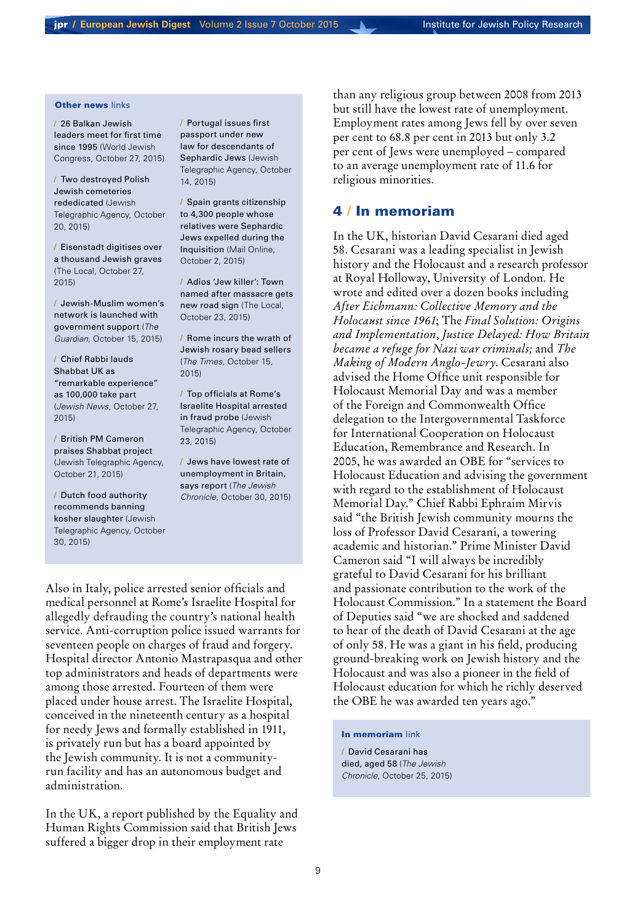**Other news** links

/ 26 Balkan Jewish leaders meet for first time since 1995 (World Jewish Congress, October 27, 2015)

/ Two destroyed Polish Jewish cemeteries rededicated (Jewish Telegraphic Agency, October 20, 2015)

/ Eisenstadt digitises over a thousand Jewish graves (The Local, October 27, 2015)

/ Jewish-Muslim women's network is launched with government support (*The Guardian*, October 15, 2015)

/ Chief Rabbi lauds Shabbat UK as "remarkable experience" as 100,000 take part (*Jewish News*, October 27, 2015)

/ British PM Cameron praises Shabbat project (Jewish Telegraphic Agency, October 21, 2015)

/ Dutch food authority recommends banning kosher slaughter (Jewish Telegraphic Agency, October 30, 2015)

/ Portugal issues first passport under new law for descendants of Sephardic Jews (Jewish Telegraphic Agency, October 14, 2015)

/ Spain grants citizenship to 4,300 people whose relatives were Sephardic Jews expelled during the Inquisition (Mail Online, October 2, 2015)

/ Adios 'Jew killer': Town named after massacre gets new road sign (The Local, October 23, 2015)

/ Rome incurs the wrath of Jewish rosary bead sellers (*The Times*, October 15, 2015)

/ Top officials at Rome's Israelite Hospital arrested in fraud probe (Jewish Telegraphic Agency, October 23, 2015)

/ Jews have lowest rate of unemployment in Britain, says report (*The Jewish Chronicle*, October 30, 2015)

Also in Italy, police arrested senior officials and medical personnel at Rome's Israelite Hospital for allegedly defrauding the country's national health service. Anti-corruption police issued warrants for seventeen people on charges of fraud and forgery. Hospital director Antonio Mastrapasqua and other top administrators and heads of departments were among those arrested. Fourteen of them were placed under house arrest. The Israelite Hospital, conceived in the nineteenth century as a hospital for needy Jews and formally established in 1911, is privately run but has a board appointed by the Jewish community. It is not a community-run facility and has an autonomous budget and administration.

In the UK, a report published by the Equality and Human Rights Commission said that British Jews suffered a bigger drop in their employment rate than any religious group between 2008 from 2013 but still have the lowest rate of unemployment. Employment rates among Jews fell by over seven per cent to 68.8 per cent in 2013 but only 3.2 per cent of Jews were unemployed – compared to an average unemployment rate of 11.6 for religious minorities.

## 4 / In memoriam

In the UK, historian David Cesarani died aged 58. Cesarani was a leading specialist in Jewish history and the Holocaust and a research professor at Royal Holloway, University of London. He wrote and edited over a dozen books including *After Eichmann: Collective Memory and the Holocaust since 1961*; The *Final Solution: Origins and Implementation*, *Justice Delayed: How Britain became a refuge for Nazi war criminals;* and *The Making of Modern Anglo-Jewry*. Cesarani also advised the Home Office unit responsible for Holocaust Memorial Day and was a member of the Foreign and Commonwealth Office delegation to the Intergovernmental Taskforce for International Cooperation on Holocaust Education, Remembrance and Research. In 2005, he was awarded an OBE for "services to Holocaust Education and advising the government with regard to the establishment of Holocaust Memorial Day." Chief Rabbi Ephraim Mirvis said "the British Jewish community mourns the loss of Professor David Cesarani, a towering academic and historian." Prime Minister David Cameron said "I will always be incredibly grateful to David Cesarani for his brilliant and passionate contribution to the work of the Holocaust Commission." In a statement the Board of Deputies said "we are shocked and saddened to hear of the death of David Cesarani at the age of only 58. He was a giant in his field, producing ground-breaking work on Jewish history and the Holocaust and was also a pioneer in the field of Holocaust education for which he richly deserved the OBE he was awarded ten years ago."

**In memoriam** link

/ David Cesarani has died, aged 58 (*The Jewish Chronicle*, October 25, 2015)